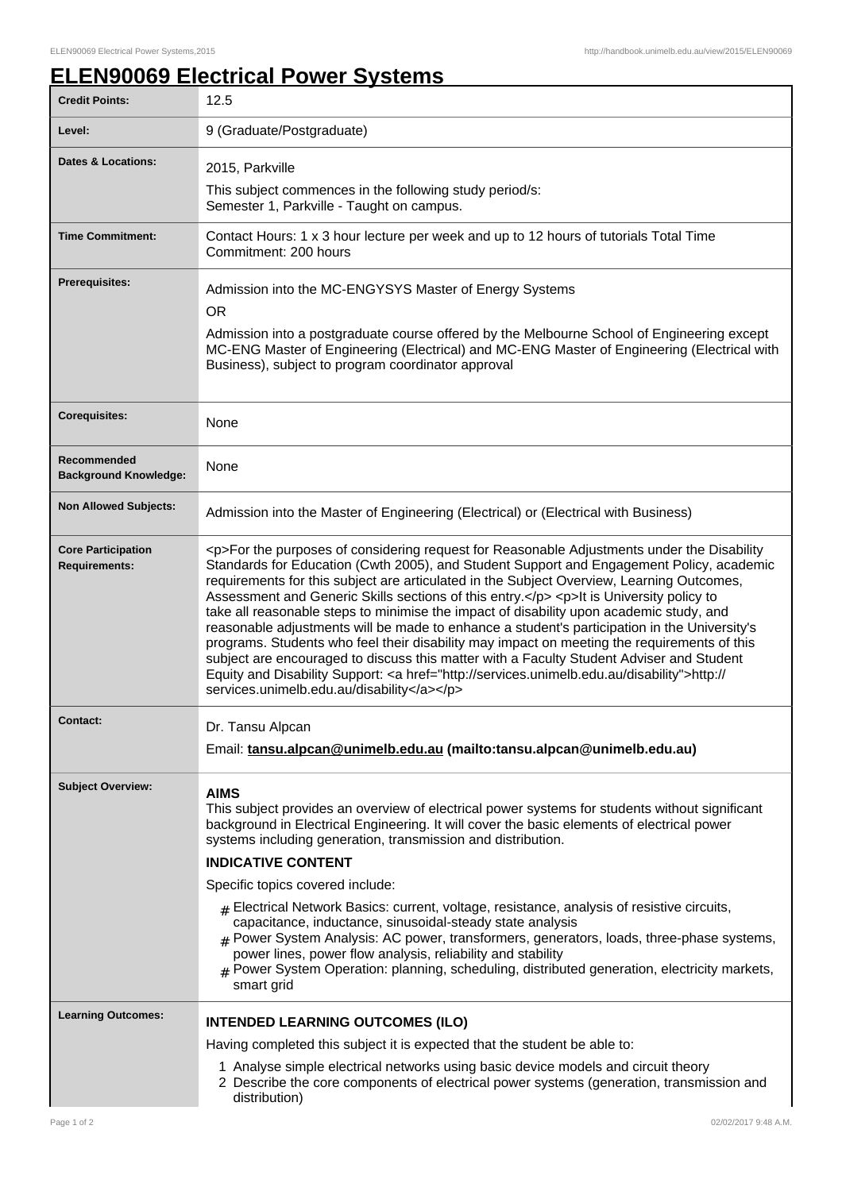# ELEN90069 Electrical Power Systems

| | |
|---|---|
| **Credit Points:** | 12.5 |
| **Level:** | 9 (Graduate/Postgraduate) |
| **Dates & Locations:** | 2015, Parkville<br>This subject commences in the following study period/s:<br>Semester 1, Parkville - Taught on campus. |
| **Time Commitment:** | Contact Hours: 1 x 3 hour lecture per week and up to 12 hours of tutorials Total Time Commitment: 200 hours |
| **Prerequisites:** | Admission into the MC-ENGYSYS Master of Energy Systems<br>OR<br>Admission into a postgraduate course offered by the Melbourne School of Engineering except MC-ENG Master of Engineering (Electrical) and MC-ENG Master of Engineering (Electrical with Business), subject to program coordinator approval |
| **Corequisites:** | None |
| **Recommended Background Knowledge:** | None |
| **Non Allowed Subjects:** | Admission into the Master of Engineering (Electrical) or (Electrical with Business) |
| **Core Participation Requirements:** | <p>For the purposes of considering request for Reasonable Adjustments under the Disability Standards for Education (Cwth 2005), and Student Support and Engagement Policy, academic requirements for this subject are articulated in the Subject Overview, Learning Outcomes, Assessment and Generic Skills sections of this entry.</p> <p>It is University policy to take all reasonable steps to minimise the impact of disability upon academic study, and reasonable adjustments will be made to enhance a student's participation in the University's programs. Students who feel their disability may impact on meeting the requirements of this subject are encouraged to discuss this matter with a Faculty Student Adviser and Student Equity and Disability Support: <a href="http://services.unimelb.edu.au/disability">http://services.unimelb.edu.au/disability</a></p> |
| **Contact:** | Dr. Tansu Alpcan<br>Email: **tansu.alpcan@unimelb.edu.au (mailto:tansu.alpcan@unimelb.edu.au)** |
| **Subject Overview:** | **AIMS**<br>This subject provides an overview of electrical power systems for students without significant background in Electrical Engineering. It will cover the basic elements of electrical power systems including generation, transmission and distribution.<br>**INDICATIVE CONTENT**<br>Specific topics covered include:<br># Electrical Network Basics: current, voltage, resistance, analysis of resistive circuits, capacitance, inductance, sinusoidal-steady state analysis<br># Power System Analysis: AC power, transformers, generators, loads, three-phase systems, power lines, power flow analysis, reliability and stability<br># Power System Operation: planning, scheduling, distributed generation, electricity markets, smart grid |
| **Learning Outcomes:** | **INTENDED LEARNING OUTCOMES (ILO)**<br>Having completed this subject it is expected that the student be able to:<br>1 Analyse simple electrical networks using basic device models and circuit theory<br>2 Describe the core components of electrical power systems (generation, transmission and distribution) |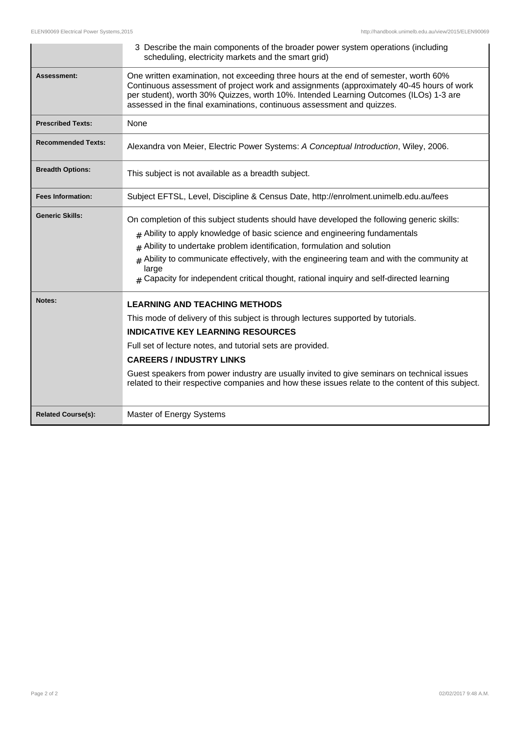| | |
|---|---|
| | 3 Describe the main components of the broader power system operations (including scheduling, electricity markets and the smart grid) |
| **Assessment:** | One written examination, not exceeding three hours at the end of semester, worth 60% Continuous assessment of project work and assignments (approximately 40-45 hours of work per student), worth 30% Quizzes, worth 10%. Intended Learning Outcomes (ILOs) 1-3 are assessed in the final examinations, continuous assessment and quizzes. |
| **Prescribed Texts:** | None |
| **Recommended Texts:** | Alexandra von Meier, Electric Power Systems: *A Conceptual Introduction*, Wiley, 2006. |
| **Breadth Options:** | This subject is not available as a breadth subject. |
| **Fees Information:** | Subject EFTSL, Level, Discipline & Census Date, http://enrolment.unimelb.edu.au/fees |
| **Generic Skills:** | On completion of this subject students should have developed the following generic skills:<br># Ability to apply knowledge of basic science and engineering fundamentals<br># Ability to undertake problem identification, formulation and solution<br># Ability to communicate effectively, with the engineering team and with the community at large<br># Capacity for independent critical thought, rational inquiry and self-directed learning |
| **Notes:** | **LEARNING AND TEACHING METHODS**<br>This mode of delivery of this subject is through lectures supported by tutorials.<br>**INDICATIVE KEY LEARNING RESOURCES**<br>Full set of lecture notes, and tutorial sets are provided.<br>**CAREERS / INDUSTRY LINKS**<br>Guest speakers from power industry are usually invited to give seminars on technical issues related to their respective companies and how these issues relate to the content of this subject. |
| **Related Course(s):** | Master of Energy Systems |